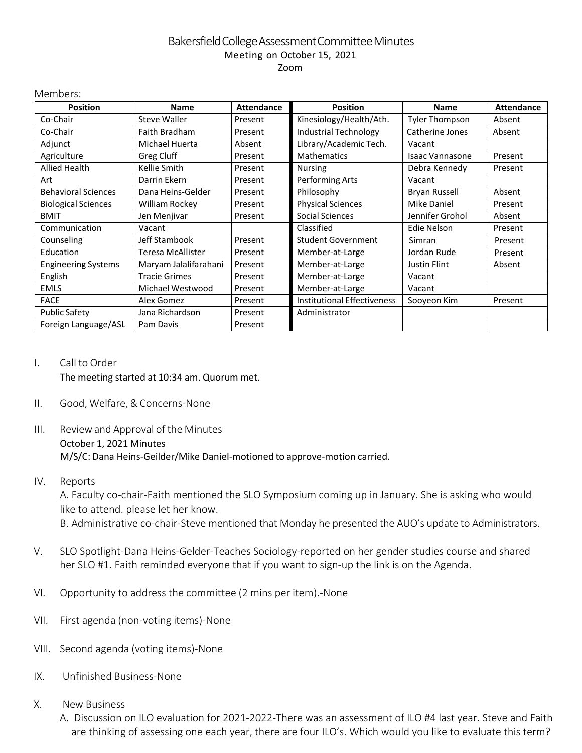# Bakersfield College Assessment Committee Minutes

Meeting on October 15, 2021

Zoom

Members:

| Position | Name | Attendance | Position | Name | Attendance |
|---|---|---|---|---|---|
| Co-Chair | Steve Waller | Present | Kinesiology/Health/Ath. | Tyler Thompson | Absent |
| Co-Chair | Faith Bradham | Present | Industrial Technology | Catherine Jones | Absent |
| Adjunct | Michael Huerta | Absent | Library/Academic Tech. | Vacant | |
| Agriculture | Greg Cluff | Present | Mathematics | Isaac Vannasone | Present |
| Allied Health | Kellie Smith | Present | Nursing | Debra Kennedy | Present |
| Art | Darrin Ekern | Present | Performing Arts | Vacant | |
| Behavioral Sciences | Dana Heins-Gelder | Present | Philosophy | Bryan Russell | Absent |
| Biological Sciences | William Rockey | Present | Physical Sciences | Mike Daniel | Present |
| BMIT | Jen Menjivar | Present | Social Sciences | Jennifer Grohol | Absent |
| Communication | Vacant | | Classified | Edie Nelson | Present |
| Counseling | Jeff Stambook | Present | Student Government | Simran | Present |
| Education | Teresa McAllister | Present | Member-at-Large | Jordan Rude | Present |
| Engineering Systems | Maryam Jalalifarahani | Present | Member-at-Large | Justin Flint | Absent |
| English | Tracie Grimes | Present | Member-at-Large | Vacant | |
| EMLS | Michael Westwood | Present | Member-at-Large | Vacant | |
| FACE | Alex Gomez | Present | Institutional Effectiveness | Sooyeon Kim | Present |
| Public Safety | Jana Richardson | Present | Administrator | | |
| Foreign Language/ASL | Pam Davis | Present | | | |

I. Call to Order
   The meeting started at 10:34 am. Quorum met.

II. Good, Welfare, & Concerns-None

III. Review and Approval of the Minutes
   October 1, 2021 Minutes
   M/S/C: Dana Heins-Geilder/Mike Daniel-motioned to approve-motion carried.

IV. Reports
   A. Faculty co-chair-Faith mentioned the SLO Symposium coming up in January. She is asking who would like to attend. please let her know.
   B. Administrative co-chair-Steve mentioned that Monday he presented the AUO's update to Administrators.

V. SLO Spotlight-Dana Heins-Gelder-Teaches Sociology-reported on her gender studies course and shared her SLO #1. Faith reminded everyone that if you want to sign-up the link is on the Agenda.

VI. Opportunity to address the committee (2 mins per item).-None

VII. First agenda (non-voting items)-None

VIII. Second agenda (voting items)-None

IX. Unfinished Business-None

X. New Business
   A. Discussion on ILO evaluation for 2021-2022-There was an assessment of ILO #4 last year. Steve and Faith are thinking of assessing one each year, there are four ILO's. Which would you like to evaluate this term?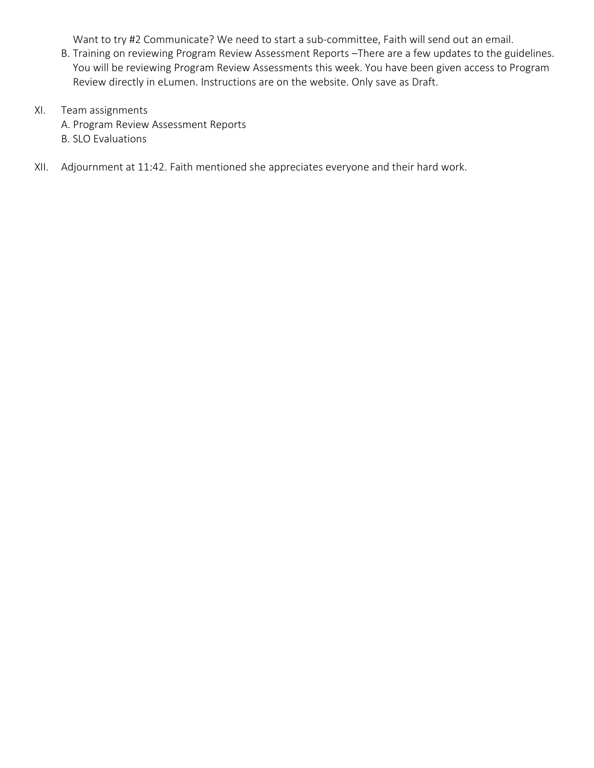Want to try #2 Communicate? We need to start a sub-committee, Faith will send out an email.

B. Training on reviewing Program Review Assessment Reports –There are a few updates to the guidelines. You will be reviewing Program Review Assessments this week. You have been given access to Program Review directly in eLumen. Instructions are on the website. Only save as Draft.

XI. Team assignments
   A. Program Review Assessment Reports
   B. SLO Evaluations

XII. Adjournment at 11:42. Faith mentioned she appreciates everyone and their hard work.